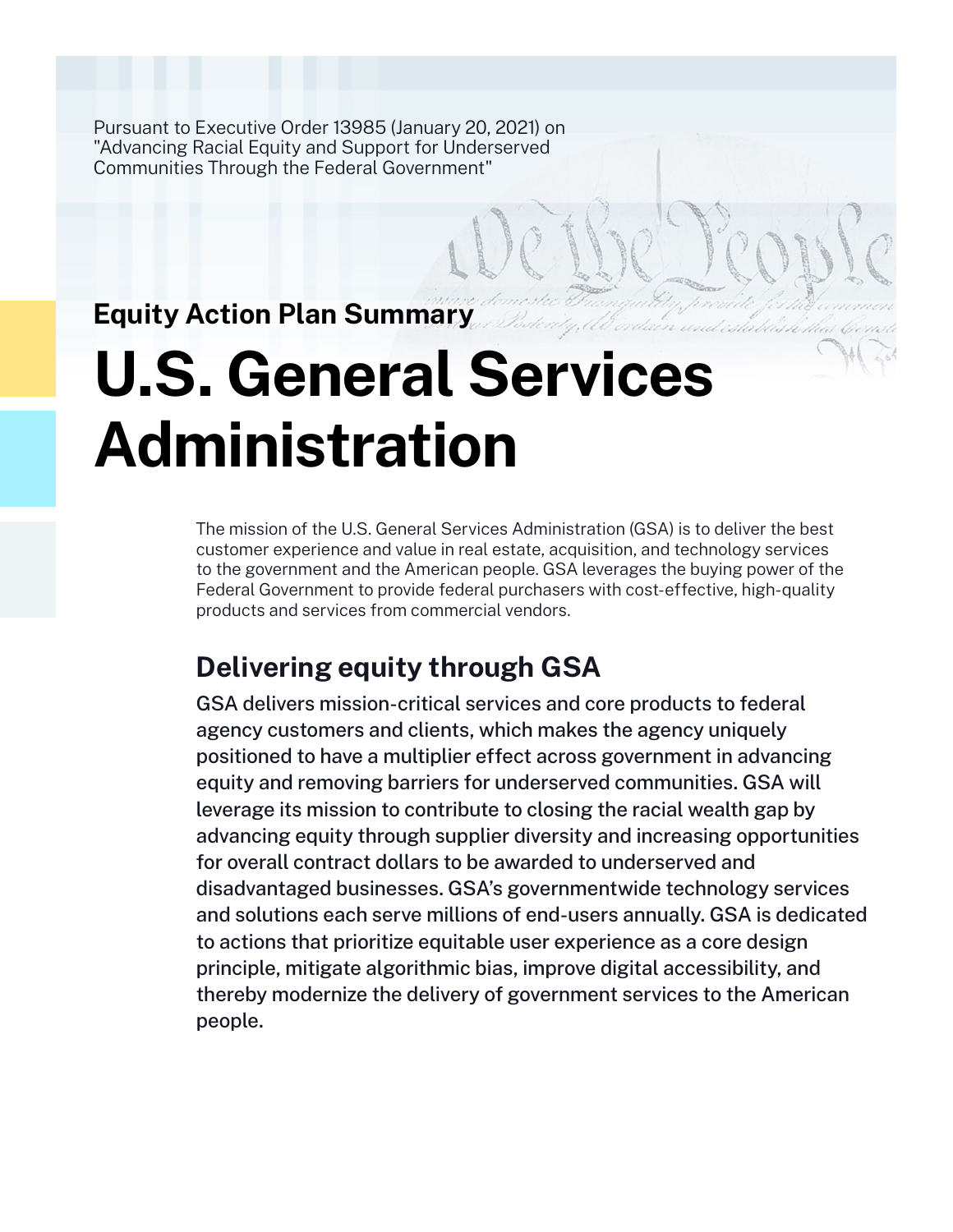Pursuant to Executive Order 13985 (January 20, 2021) on "Advancing Racial Equity and Support for Underserved Communities Through the Federal Government"

**Equity Action Plan Summary**

# U.S. General Services Administration

The mission of the U.S. General Services Administration (GSA) is to deliver the best customer experience and value in real estate, acquisition, and technology services to the government and the American people. GSA leverages the buying power of the Federal Government to provide federal purchasers with cost-effective, high-quality products and services from commercial vendors.

## Delivering equity through GSA

GSA delivers mission-critical services and core products to federal agency customers and clients, which makes the agency uniquely positioned to have a multiplier effect across government in advancing equity and removing barriers for underserved communities. GSA will leverage its mission to contribute to closing the racial wealth gap by advancing equity through supplier diversity and increasing opportunities for overall contract dollars to be awarded to underserved and disadvantaged businesses. GSA's governmentwide technology services and solutions each serve millions of end-users annually. GSA is dedicated to actions that prioritize equitable user experience as a core design principle, mitigate algorithmic bias, improve digital accessibility, and thereby modernize the delivery of government services to the American people.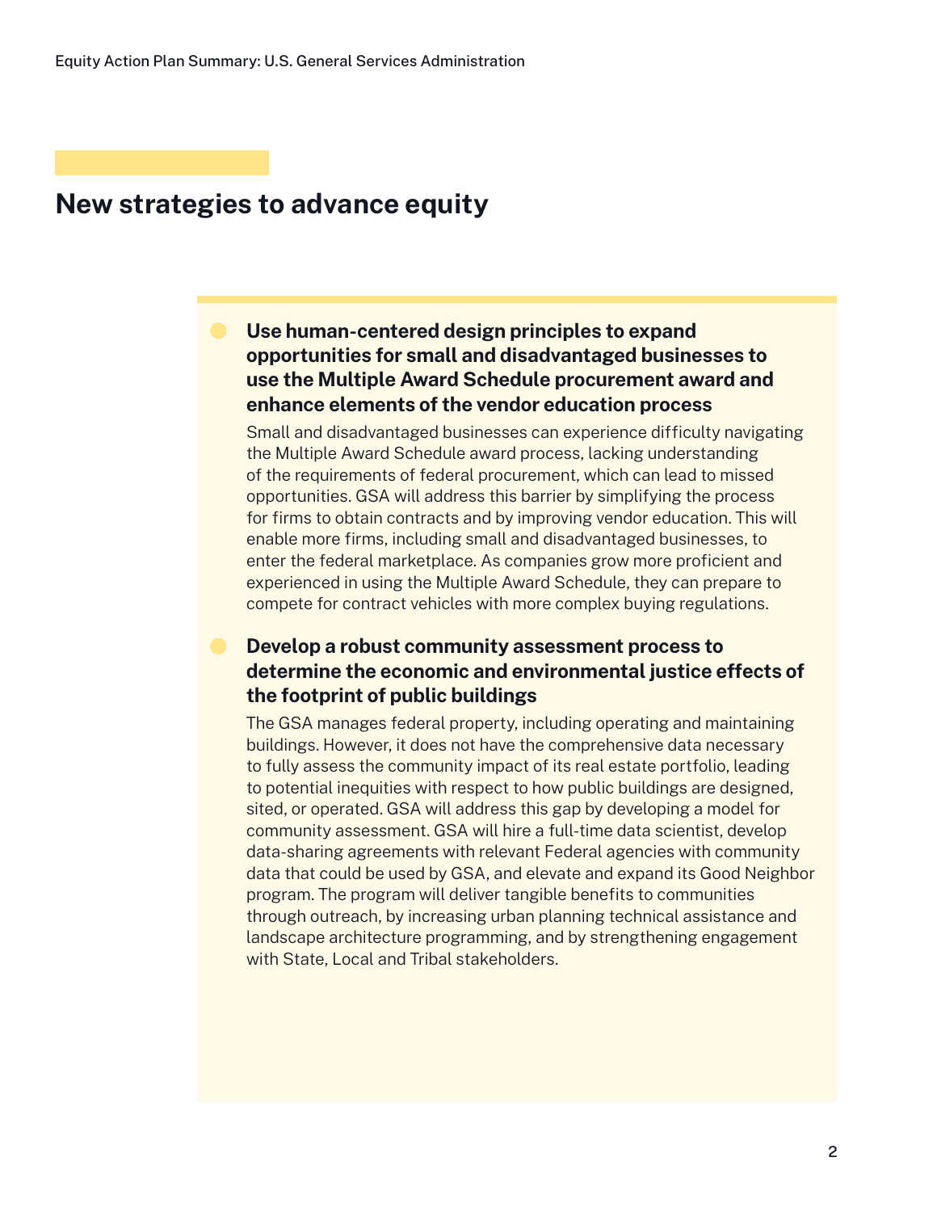## New strategies to advance equity

- **Use human-centered design principles to expand opportunities for small and disadvantaged businesses to use the Multiple Award Schedule procurement award and enhance elements of the vendor education process**

  Small and disadvantaged businesses can experience difficulty navigating the Multiple Award Schedule award process, lacking understanding of the requirements of federal procurement, which can lead to missed opportunities. GSA will address this barrier by simplifying the process for firms to obtain contracts and by improving vendor education. This will enable more firms, including small and disadvantaged businesses, to enter the federal marketplace. As companies grow more proficient and experienced in using the Multiple Award Schedule, they can prepare to compete for contract vehicles with more complex buying regulations.

- **Develop a robust community assessment process to determine the economic and environmental justice effects of the footprint of public buildings**

  The GSA manages federal property, including operating and maintaining buildings. However, it does not have the comprehensive data necessary to fully assess the community impact of its real estate portfolio, leading to potential inequities with respect to how public buildings are designed, sited, or operated. GSA will address this gap by developing a model for community assessment. GSA will hire a full-time data scientist, develop data-sharing agreements with relevant Federal agencies with community data that could be used by GSA, and elevate and expand its Good Neighbor program. The program will deliver tangible benefits to communities through outreach, by increasing urban planning technical assistance and landscape architecture programming, and by strengthening engagement with State, Local and Tribal stakeholders.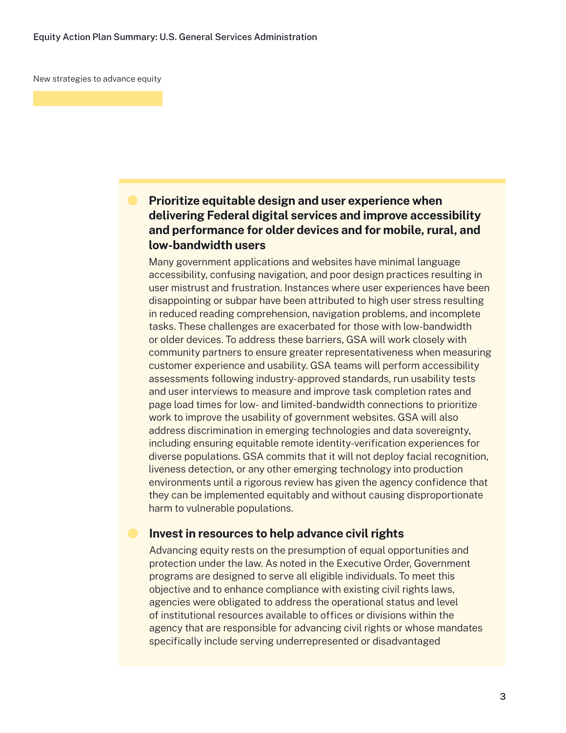New strategies to advance equity

### Prioritize equitable design and user experience when delivering Federal digital services and improve accessibility and performance for older devices and for mobile, rural, and low-bandwidth users

Many government applications and websites have minimal language accessibility, confusing navigation, and poor design practices resulting in user mistrust and frustration. Instances where user experiences have been disappointing or subpar have been attributed to high user stress resulting in reduced reading comprehension, navigation problems, and incomplete tasks. These challenges are exacerbated for those with low-bandwidth or older devices. To address these barriers, GSA will work closely with community partners to ensure greater representativeness when measuring customer experience and usability. GSA teams will perform accessibility assessments following industry-approved standards, run usability tests and user interviews to measure and improve task completion rates and page load times for low- and limited-bandwidth connections to prioritize work to improve the usability of government websites. GSA will also address discrimination in emerging technologies and data sovereignty, including ensuring equitable remote identity-verification experiences for diverse populations. GSA commits that it will not deploy facial recognition, liveness detection, or any other emerging technology into production environments until a rigorous review has given the agency confidence that they can be implemented equitably and without causing disproportionate harm to vulnerable populations.

### Invest in resources to help advance civil rights

Advancing equity rests on the presumption of equal opportunities and protection under the law. As noted in the Executive Order, Government programs are designed to serve all eligible individuals. To meet this objective and to enhance compliance with existing civil rights laws, agencies were obligated to address the operational status and level of institutional resources available to offices or divisions within the agency that are responsible for advancing civil rights or whose mandates specifically include serving underrepresented or disadvantaged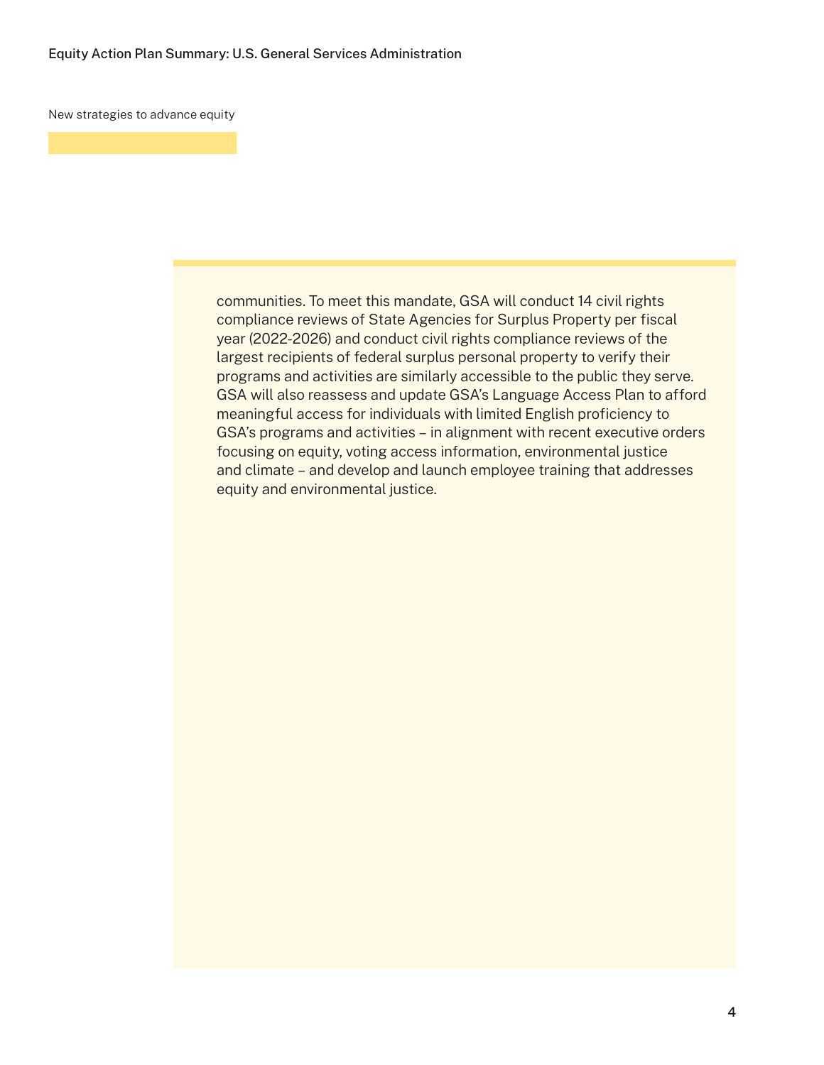New strategies to advance equity

communities. To meet this mandate, GSA will conduct 14 civil rights compliance reviews of State Agencies for Surplus Property per fiscal year (2022-2026) and conduct civil rights compliance reviews of the largest recipients of federal surplus personal property to verify their programs and activities are similarly accessible to the public they serve. GSA will also reassess and update GSA's Language Access Plan to afford meaningful access for individuals with limited English proficiency to GSA's programs and activities – in alignment with recent executive orders focusing on equity, voting access information, environmental justice and climate – and develop and launch employee training that addresses equity and environmental justice.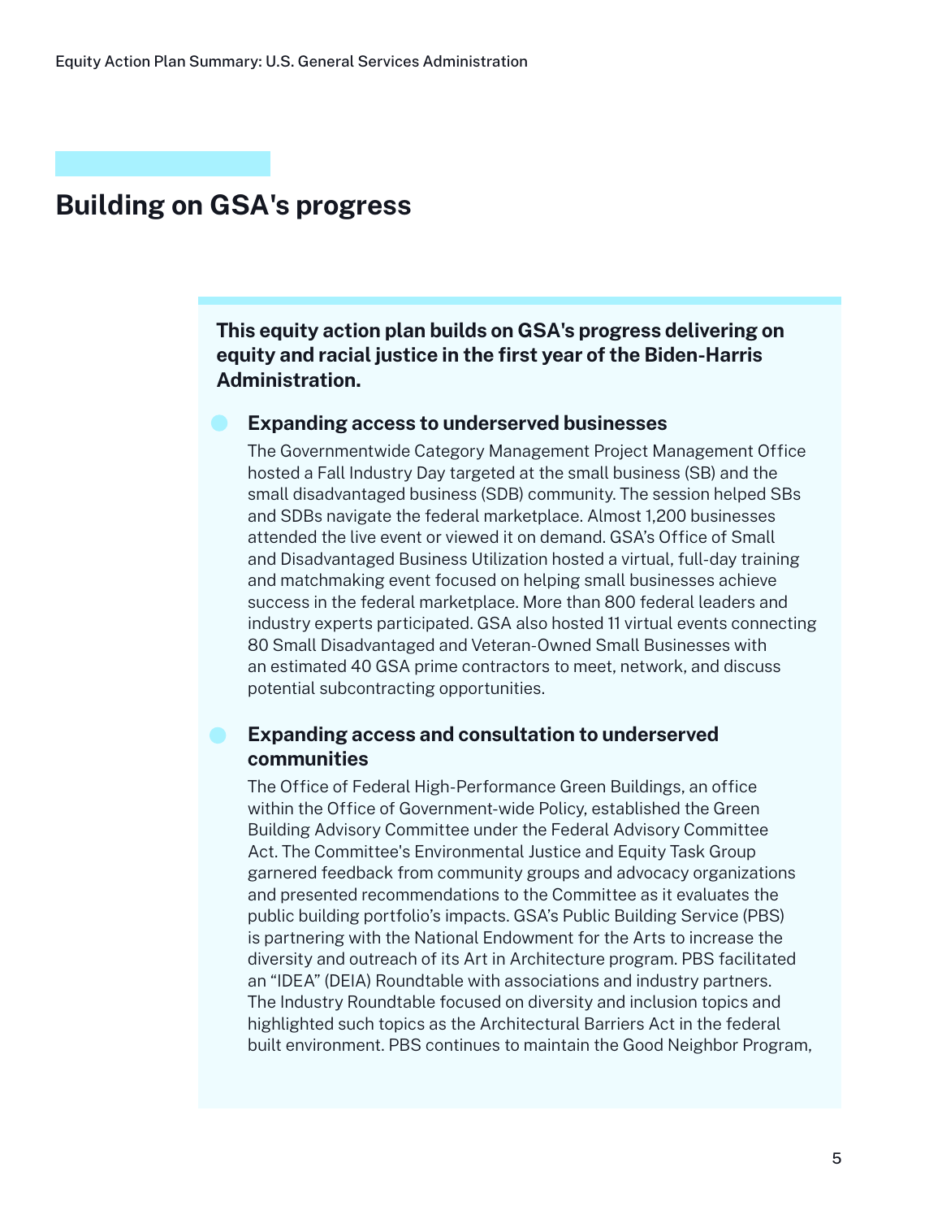## Building on GSA's progress

**This equity action plan builds on GSA's progress delivering on equity and racial justice in the first year of the Biden-Harris Administration.**

- **Expanding access to underserved businesses**

  The Governmentwide Category Management Project Management Office hosted a Fall Industry Day targeted at the small business (SB) and the small disadvantaged business (SDB) community. The session helped SBs and SDBs navigate the federal marketplace. Almost 1,200 businesses attended the live event or viewed it on demand. GSA's Office of Small and Disadvantaged Business Utilization hosted a virtual, full-day training and matchmaking event focused on helping small businesses achieve success in the federal marketplace. More than 800 federal leaders and industry experts participated. GSA also hosted 11 virtual events connecting 80 Small Disadvantaged and Veteran-Owned Small Businesses with an estimated 40 GSA prime contractors to meet, network, and discuss potential subcontracting opportunities.

- **Expanding access and consultation to underserved communities**

  The Office of Federal High-Performance Green Buildings, an office within the Office of Government-wide Policy, established the Green Building Advisory Committee under the Federal Advisory Committee Act. The Committee's Environmental Justice and Equity Task Group garnered feedback from community groups and advocacy organizations and presented recommendations to the Committee as it evaluates the public building portfolio's impacts. GSA's Public Building Service (PBS) is partnering with the National Endowment for the Arts to increase the diversity and outreach of its Art in Architecture program. PBS facilitated an "IDEA" (DEIA) Roundtable with associations and industry partners. The Industry Roundtable focused on diversity and inclusion topics and highlighted such topics as the Architectural Barriers Act in the federal built environment. PBS continues to maintain the Good Neighbor Program,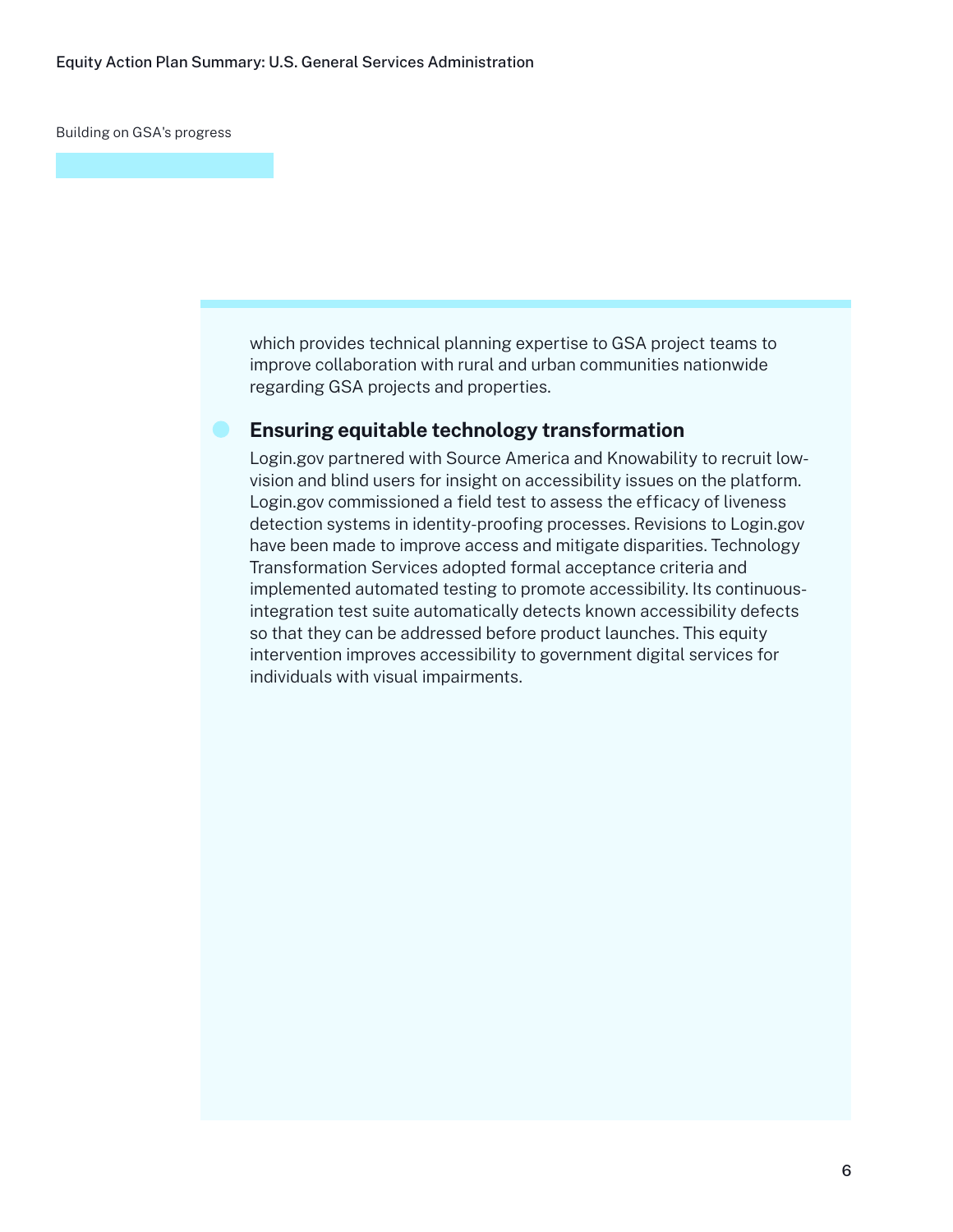Building on GSA's progress

which provides technical planning expertise to GSA project teams to improve collaboration with rural and urban communities nationwide regarding GSA projects and properties.

- **Ensuring equitable technology transformation**

  Login.gov partnered with Source America and Knowability to recruit low-vision and blind users for insight on accessibility issues on the platform. Login.gov commissioned a field test to assess the efficacy of liveness detection systems in identity-proofing processes. Revisions to Login.gov have been made to improve access and mitigate disparities. Technology Transformation Services adopted formal acceptance criteria and implemented automated testing to promote accessibility. Its continuous-integration test suite automatically detects known accessibility defects so that they can be addressed before product launches. This equity intervention improves accessibility to government digital services for individuals with visual impairments.